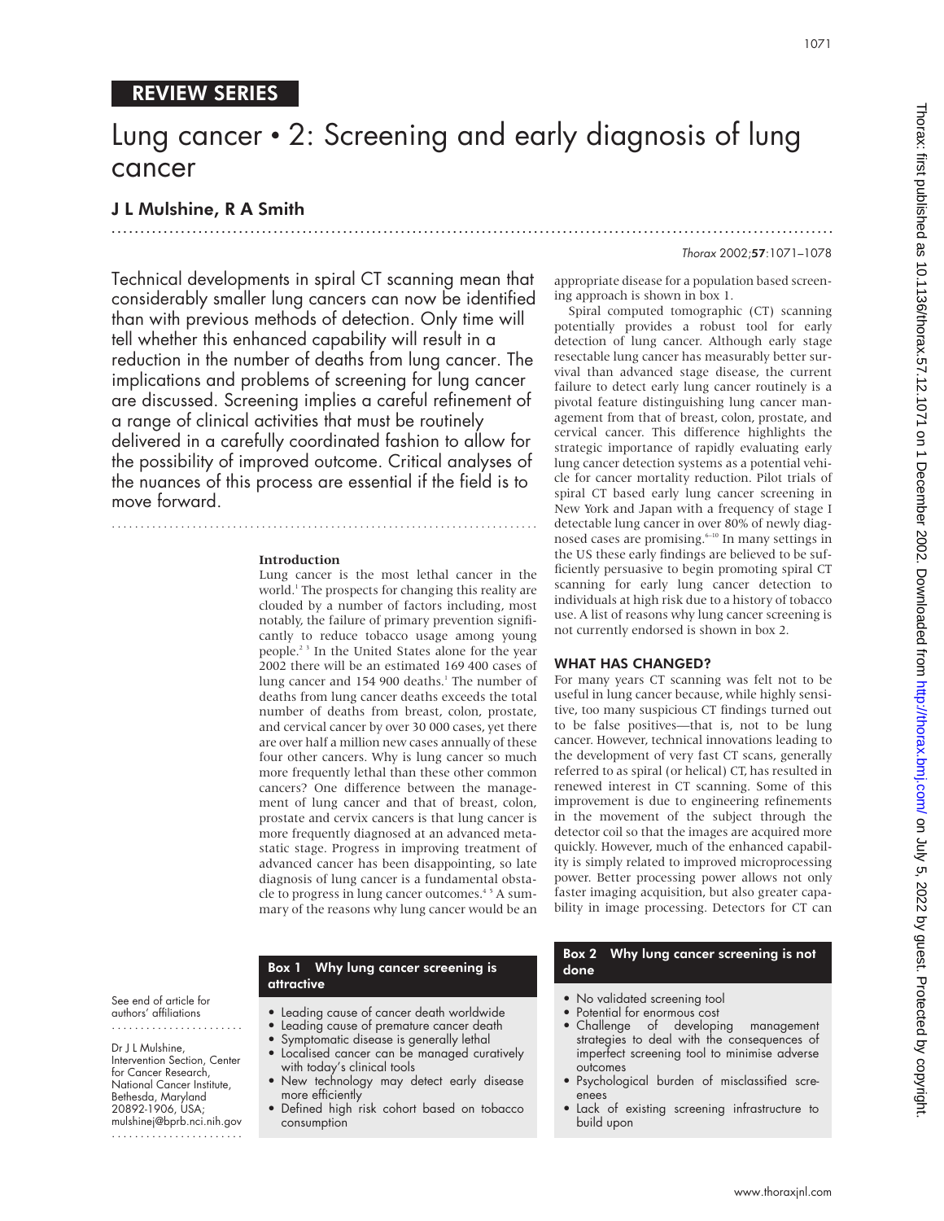REVIEW SERIES

# Lung cancer • 2: Screening and early diagnosis of lung cancer

## J L Mulshine, R A Smith

*Thorax* 2002;**57**:1071–1078

Technical developments in spiral CT scanning mean that considerably smaller lung cancers can now be identified than with previous methods of detection. Only time will tell whether this enhanced capability will result in a reduction in the number of deaths from lung cancer. The implications and problems of screening for lung cancer are discussed. Screening implies a careful refinement of a range of clinical activities that must be routinely delivered in a carefully coordinated fashion to allow for the possibility of improved outcome. Critical analyses of the nuances of this process are essential if the field is to move forward.

See end of article for authors' affiliations

Dr J L Mulshine, Intervention Section, Center for Cancer Research, National Cancer Institute, Bethesda, Maryland 20892-1906, USA; mulshinej@bprb.nci.nih.gov

### Introduction

Lung cancer is the most lethal cancer in the world.[1] The prospects for changing this reality are clouded by a number of factors including, most notably, the failure of primary prevention significantly to reduce tobacco usage among young people.[2,3] In the United States alone for the year 2002 there will be an estimated 169 400 cases of lung cancer and 154 900 deaths.[1] The number of deaths from lung cancer deaths exceeds the total number of deaths from breast, colon, prostate, and cervical cancer by over 30 000 cases, yet there are over half a million new cases annually of these four other cancers. Why is lung cancer so much more frequently lethal than these other common cancers? One difference between the management of lung cancer and that of breast, colon, prostate and cervix cancers is that lung cancer is more frequently diagnosed at an advanced metastatic stage. Progress in improving treatment of advanced cancer has been disappointing, so late diagnosis of lung cancer is a fundamental obstacle to progress in lung cancer outcomes.[4,5] A summary of the reasons why lung cancer would be an appropriate disease for a population based screening approach is shown in box 1.

Spiral computed tomographic (CT) scanning potentially provides a robust tool for early detection of lung cancer. Although early stage resectable lung cancer has measurably better survival than advanced stage disease, the current failure to detect early lung cancer routinely is a pivotal feature distinguishing lung cancer management from that of breast, colon, prostate, and cervical cancer. This difference highlights the strategic importance of rapidly evaluating early lung cancer detection systems as a potential vehicle for cancer mortality reduction. Pilot trials of spiral CT based early lung cancer screening in New York and Japan with a frequency of stage I detectable lung cancer in over 80% of newly diagnosed cases are promising.[6–10] In many settings in the US these early findings are believed to be sufficiently persuasive to begin promoting spiral CT scanning for early lung cancer detection to individuals at high risk due to a history of tobacco use. A list of reasons why lung cancer screening is not currently endorsed is shown in box 2.

### WHAT HAS CHANGED?

For many years CT scanning was felt not to be useful in lung cancer because, while highly sensitive, too many suspicious CT findings turned out to be false positives—that is, not to be lung cancer. However, technical innovations leading to the development of very fast CT scans, generally referred to as spiral (or helical) CT, has resulted in renewed interest in CT scanning. Some of this improvement is due to engineering refinements in the movement of the subject through the detector coil so that the images are acquired more quickly. However, much of the enhanced capability is simply related to improved microprocessing power. Better processing power allows not only faster imaging acquisition, but also greater capability in image processing. Detectors for CT can

**Box 1 Why lung cancer screening is attractive**

- Leading cause of cancer death worldwide
- Leading cause of premature cancer death
- Symptomatic disease is generally lethal
- Localised cancer can be managed curatively with today's clinical tools
- New technology may detect early disease more efficiently
- Defined high risk cohort based on tobacco consumption

**Box 2 Why lung cancer screening is not done**

- No validated screening tool
- Potential for enormous cost
- Challenge of developing management strategies to deal with the consequences of imperfect screening tool to minimise adverse outcomes
- Psychological burden of misclassified screenees
- Lack of existing screening infrastructure to build upon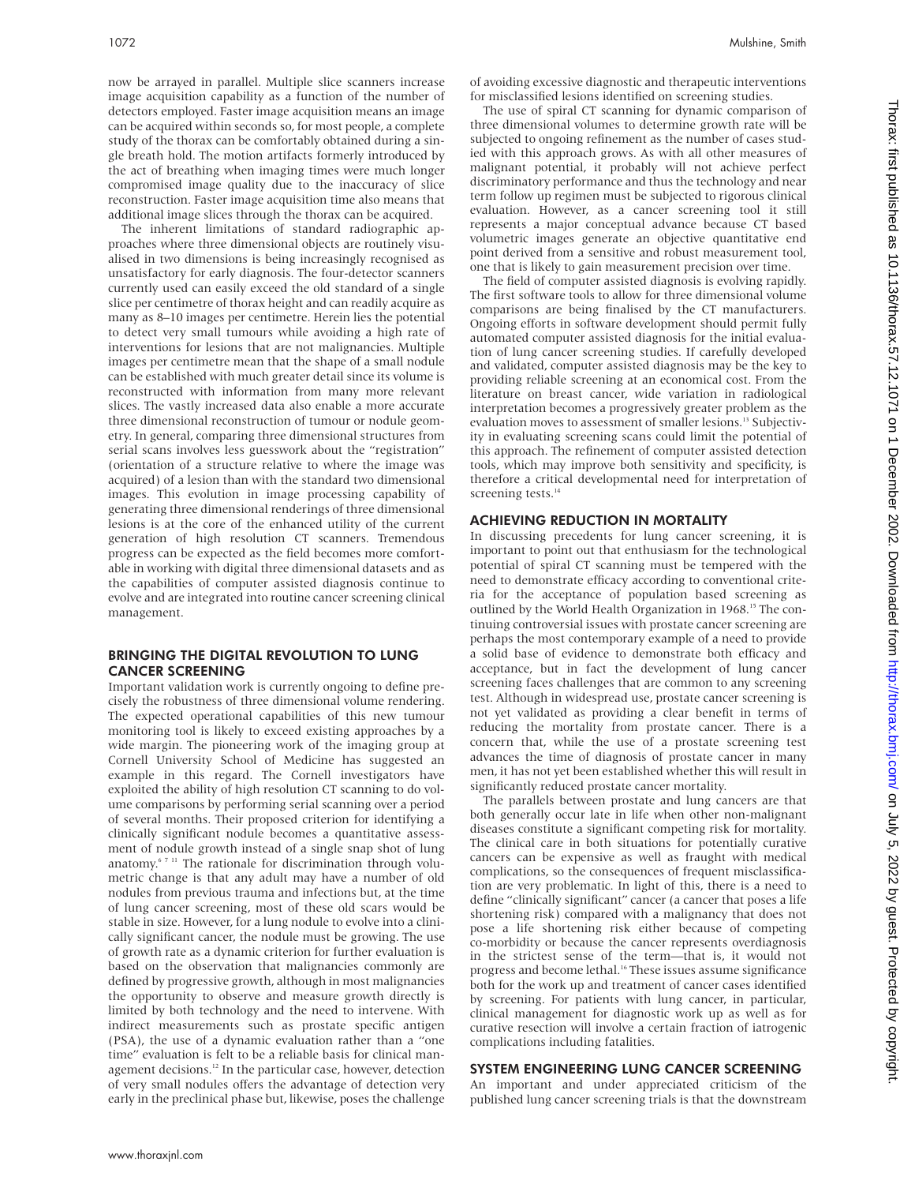now be arrayed in parallel. Multiple slice scanners increase image acquisition capability as a function of the number of detectors employed. Faster image acquisition means an image can be acquired within seconds so, for most people, a complete study of the thorax can be comfortably obtained during a single breath hold. The motion artifacts formerly introduced by the act of breathing when imaging times were much longer compromised image quality due to the inaccuracy of slice reconstruction. Faster image acquisition time also means that additional image slices through the thorax can be acquired.

The inherent limitations of standard radiographic approaches where three dimensional objects are routinely visualised in two dimensions is being increasingly recognised as unsatisfactory for early diagnosis. The four-detector scanners currently used can easily exceed the old standard of a single slice per centimetre of thorax height and can readily acquire as many as 8–10 images per centimetre. Herein lies the potential to detect very small tumours while avoiding a high rate of interventions for lesions that are not malignancies. Multiple images per centimetre mean that the shape of a small nodule can be established with much greater detail since its volume is reconstructed with information from many more relevant slices. The vastly increased data also enable a more accurate three dimensional reconstruction of tumour or nodule geometry. In general, comparing three dimensional structures from serial scans involves less guesswork about the "registration" (orientation of a structure relative to where the image was acquired) of a lesion than with the standard two dimensional images. This evolution in image processing capability of generating three dimensional renderings of three dimensional lesions is at the core of the enhanced utility of the current generation of high resolution CT scanners. Tremendous progress can be expected as the field becomes more comfortable in working with digital three dimensional datasets and as the capabilities of computer assisted diagnosis continue to evolve and are integrated into routine cancer screening clinical management.

## BRINGING THE DIGITAL REVOLUTION TO LUNG CANCER SCREENING

Important validation work is currently ongoing to define precisely the robustness of three dimensional volume rendering. The expected operational capabilities of this new tumour monitoring tool is likely to exceed existing approaches by a wide margin. The pioneering work of the imaging group at Cornell University School of Medicine has suggested an example in this regard. The Cornell investigators have exploited the ability of high resolution CT scanning to do volume comparisons by performing serial scanning over a period of several months. Their proposed criterion for identifying a clinically significant nodule becomes a quantitative assessment of nodule growth instead of a single snap shot of lung anatomy.[6 7 11] The rationale for discrimination through volumetric change is that any adult may have a number of old nodules from previous trauma and infections but, at the time of lung cancer screening, most of these old scars would be stable in size. However, for a lung nodule to evolve into a clinically significant cancer, the nodule must be growing. The use of growth rate as a dynamic criterion for further evaluation is based on the observation that malignancies commonly are defined by progressive growth, although in most malignancies the opportunity to observe and measure growth directly is limited by both technology and the need to intervene. With indirect measurements such as prostate specific antigen (PSA), the use of a dynamic evaluation rather than a "one time" evaluation is felt to be a reliable basis for clinical management decisions.[12] In the particular case, however, detection of very small nodules offers the advantage of detection very early in the preclinical phase but, likewise, poses the challenge of avoiding excessive diagnostic and therapeutic interventions for misclassified lesions identified on screening studies.

The use of spiral CT scanning for dynamic comparison of three dimensional volumes to determine growth rate will be subjected to ongoing refinement as the number of cases studied with this approach grows. As with all other measures of malignant potential, it probably will not achieve perfect discriminatory performance and thus the technology and near term follow up regimen must be subjected to rigorous clinical evaluation. However, as a cancer screening tool it still represents a major conceptual advance because CT based volumetric images generate an objective quantitative end point derived from a sensitive and robust measurement tool, one that is likely to gain measurement precision over time.

The field of computer assisted diagnosis is evolving rapidly. The first software tools to allow for three dimensional volume comparisons are being finalised by the CT manufacturers. Ongoing efforts in software development should permit fully automated computer assisted diagnosis for the initial evaluation of lung cancer screening studies. If carefully developed and validated, computer assisted diagnosis may be the key to providing reliable screening at an economical cost. From the literature on breast cancer, wide variation in radiological interpretation becomes a progressively greater problem as the evaluation moves to assessment of smaller lesions.[13] Subjectivity in evaluating screening scans could limit the potential of this approach. The refinement of computer assisted detection tools, which may improve both sensitivity and specificity, is therefore a critical developmental need for interpretation of screening tests.[14]

## ACHIEVING REDUCTION IN MORTALITY

In discussing precedents for lung cancer screening, it is important to point out that enthusiasm for the technological potential of spiral CT scanning must be tempered with the need to demonstrate efficacy according to conventional criteria for the acceptance of population based screening as outlined by the World Health Organization in 1968.[15] The continuing controversial issues with prostate cancer screening are perhaps the most contemporary example of a need to provide a solid base of evidence to demonstrate both efficacy and acceptance, but in fact the development of lung cancer screening faces challenges that are common to any screening test. Although in widespread use, prostate cancer screening is not yet validated as providing a clear benefit in terms of reducing the mortality from prostate cancer. There is a concern that, while the use of a prostate screening test advances the time of diagnosis of prostate cancer in many men, it has not yet been established whether this will result in significantly reduced prostate cancer mortality.

The parallels between prostate and lung cancers are that both generally occur late in life when other non-malignant diseases constitute a significant competing risk for mortality. The clinical care in both situations for potentially curative cancers can be expensive as well as fraught with medical complications, so the consequences of frequent misclassification are very problematic. In light of this, there is a need to define "clinically significant" cancer (a cancer that poses a life shortening risk) compared with a malignancy that does not pose a life shortening risk either because of competing co-morbidity or because the cancer represents overdiagnosis in the strictest sense of the term—that is, it would not progress and become lethal.[16] These issues assume significance both for the work up and treatment of cancer cases identified by screening. For patients with lung cancer, in particular, clinical management for diagnostic work up as well as for curative resection will involve a certain fraction of iatrogenic complications including fatalities.

## SYSTEM ENGINEERING LUNG CANCER SCREENING

An important and under appreciated criticism of the published lung cancer screening trials is that the downstream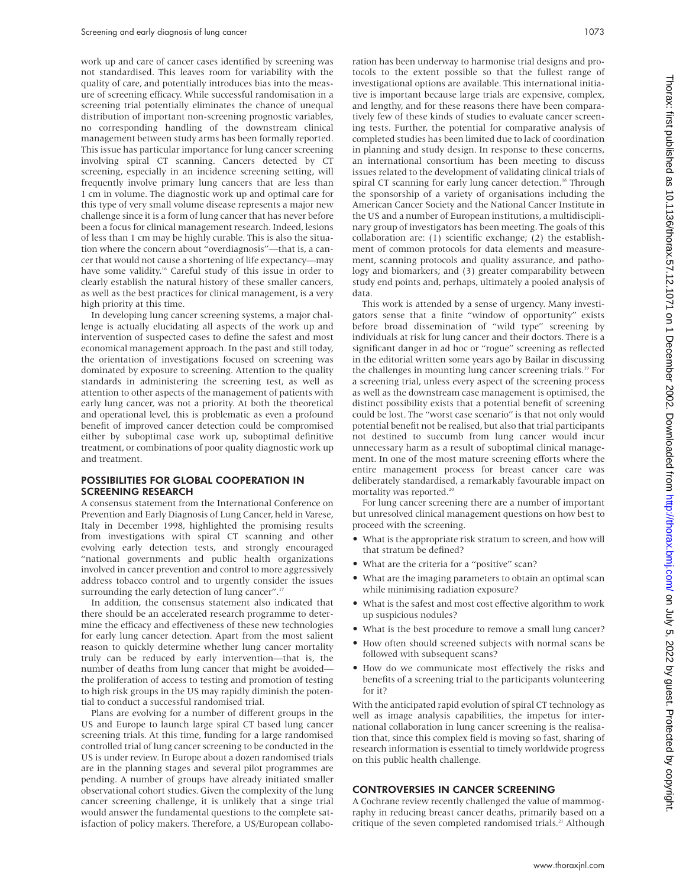work up and care of cancer cases identified by screening was not standardised. This leaves room for variability with the quality of care, and potentially introduces bias into the measure of screening efficacy. While successful randomisation in a screening trial potentially eliminates the chance of unequal distribution of important non-screening prognostic variables, no corresponding handling of the downstream clinical management between study arms has been formally reported. This issue has particular importance for lung cancer screening involving spiral CT scanning. Cancers detected by CT screening, especially in an incidence screening setting, will frequently involve primary lung cancers that are less than 1 cm in volume. The diagnostic work up and optimal care for this type of very small volume disease represents a major new challenge since it is a form of lung cancer that has never before been a focus for clinical management research. Indeed, lesions of less than 1 cm may be highly curable. This is also the situation where the concern about "overdiagnosis"—that is, a cancer that would not cause a shortening of life expectancy—may have some validity.[16] Careful study of this issue in order to clearly establish the natural history of these smaller cancers, as well as the best practices for clinical management, is a very high priority at this time.

In developing lung cancer screening systems, a major challenge is actually elucidating all aspects of the work up and intervention of suspected cases to define the safest and most economical management approach. In the past and still today, the orientation of investigations focused on screening was dominated by exposure to screening. Attention to the quality standards in administering the screening test, as well as attention to other aspects of the management of patients with early lung cancer, was not a priority. At both the theoretical and operational level, this is problematic as even a profound benefit of improved cancer detection could be compromised either by suboptimal case work up, suboptimal definitive treatment, or combinations of poor quality diagnostic work up and treatment.

## POSSIBILITIES FOR GLOBAL COOPERATION IN SCREENING RESEARCH

A consensus statement from the International Conference on Prevention and Early Diagnosis of Lung Cancer, held in Varese, Italy in December 1998, highlighted the promising results from investigations with spiral CT scanning and other evolving early detection tests, and strongly encouraged "national governments and public health organizations involved in cancer prevention and control to more aggressively address tobacco control and to urgently consider the issues surrounding the early detection of lung cancer".[17]

In addition, the consensus statement also indicated that there should be an accelerated research programme to determine the efficacy and effectiveness of these new technologies for early lung cancer detection. Apart from the most salient reason to quickly determine whether lung cancer mortality truly can be reduced by early intervention—that is, the number of deaths from lung cancer that might be avoided—the proliferation of access to testing and promotion of testing to high risk groups in the US may rapidly diminish the potential to conduct a successful randomised trial.

Plans are evolving for a number of different groups in the US and Europe to launch large spiral CT based lung cancer screening trials. At this time, funding for a large randomised controlled trial of lung cancer screening to be conducted in the US is under review. In Europe about a dozen randomised trials are in the planning stages and several pilot programmes are pending. A number of groups have already initiated smaller observational cohort studies. Given the complexity of the lung cancer screening challenge, it is unlikely that a singe trial would answer the fundamental questions to the complete satisfaction of policy makers. Therefore, a US/European collaboration has been underway to harmonise trial designs and protocols to the extent possible so that the fullest range of investigational options are available. This international initiative is important because large trials are expensive, complex, and lengthy, and for these reasons there have been comparatively few of these kinds of studies to evaluate cancer screening tests. Further, the potential for comparative analysis of completed studies has been limited due to lack of coordination in planning and study design. In response to these concerns, an international consortium has been meeting to discuss issues related to the development of validating clinical trials of spiral CT scanning for early lung cancer detection.[18] Through the sponsorship of a variety of organisations including the American Cancer Society and the National Cancer Institute in the US and a number of European institutions, a multidisciplinary group of investigators has been meeting. The goals of this collaboration are: (1) scientific exchange; (2) the establishment of common protocols for data elements and measurement, scanning protocols and quality assurance, and pathology and biomarkers; and (3) greater comparability between study end points and, perhaps, ultimately a pooled analysis of data.

This work is attended by a sense of urgency. Many investigators sense that a finite "window of opportunity" exists before broad dissemination of "wild type" screening by individuals at risk for lung cancer and their doctors. There is a significant danger in ad hoc or "rogue" screening as reflected in the editorial written some years ago by Bailar in discussing the challenges in mounting lung cancer screening trials.[19] For a screening trial, unless every aspect of the screening process as well as the downstream case management is optimised, the distinct possibility exists that a potential benefit of screening could be lost. The "worst case scenario" is that not only would potential benefit not be realised, but also that trial participants not destined to succumb from lung cancer would incur unnecessary harm as a result of suboptimal clinical management. In one of the most mature screening efforts where the entire management process for breast cancer care was deliberately standardised, a remarkably favourable impact on mortality was reported.[20]

For lung cancer screening there are a number of important but unresolved clinical management questions on how best to proceed with the screening.

- What is the appropriate risk stratum to screen, and how will that stratum be defined?
- What are the criteria for a "positive" scan?
- What are the imaging parameters to obtain an optimal scan while minimising radiation exposure?
- What is the safest and most cost effective algorithm to work up suspicious nodules?
- What is the best procedure to remove a small lung cancer?
- How often should screened subjects with normal scans be followed with subsequent scans?
- How do we communicate most effectively the risks and benefits of a screening trial to the participants volunteering for it?

With the anticipated rapid evolution of spiral CT technology as well as image analysis capabilities, the impetus for international collaboration in lung cancer screening is the realisation that, since this complex field is moving so fast, sharing of research information is essential to timely worldwide progress on this public health challenge.

## CONTROVERSIES IN CANCER SCREENING

A Cochrane review recently challenged the value of mammography in reducing breast cancer deaths, primarily based on a critique of the seven completed randomised trials.[21] Although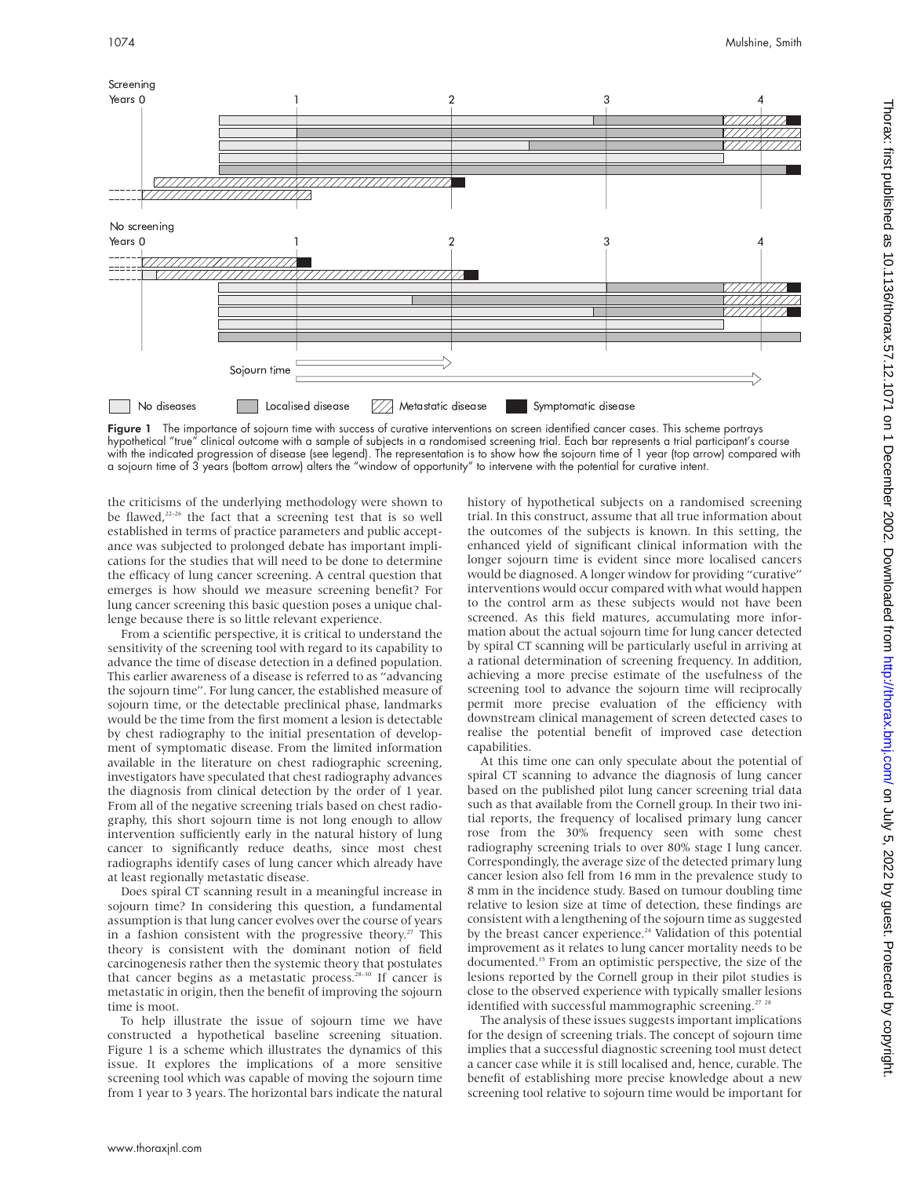Figure 1 The importance of sojourn time with success of curative interventions on screen identified cancer cases. This scheme portrays hypothetical "true" clinical outcome with a sample of subjects in a randomised screening trial. Each bar represents a trial participant's course with the indicated progression of disease (see legend). The representation is to show how the sojourn time of 1 year (top arrow) compared with a sojourn time of 3 years (bottom arrow) alters the "window of opportunity" to intervene with the potential for curative intent.

the criticisms of the underlying methodology were shown to be flawed,[22–26] the fact that a screening test that is so well established in terms of practice parameters and public acceptance was subjected to prolonged debate has important implications for the studies that will need to be done to determine the efficacy of lung cancer screening. A central question that emerges is how should we measure screening benefit? For lung cancer screening this basic question poses a unique challenge because there is so little relevant experience.

From a scientific perspective, it is critical to understand the sensitivity of the screening tool with regard to its capability to advance the time of disease detection in a defined population. This earlier awareness of a disease is referred to as "advancing the sojourn time". For lung cancer, the established measure of sojourn time, or the detectable preclinical phase, landmarks would be the time from the first moment a lesion is detectable by chest radiography to the initial presentation of development of symptomatic disease. From the limited information available in the literature on chest radiographic screening, investigators have speculated that chest radiography advances the diagnosis from clinical detection by the order of 1 year. From all of the negative screening trials based on chest radiography, this short sojourn time is not long enough to allow intervention sufficiently early in the natural history of lung cancer to significantly reduce deaths, since most chest radiographs identify cases of lung cancer which already have at least regionally metastatic disease.

Does spiral CT scanning result in a meaningful increase in sojourn time? In considering this question, a fundamental assumption is that lung cancer evolves over the course of years in a fashion consistent with the progressive theory.[27] This theory is consistent with the dominant notion of field carcinogenesis rather then the systemic theory that postulates that cancer begins as a metastatic process.[28–30] If cancer is metastatic in origin, then the benefit of improving the sojourn time is moot.

To help illustrate the issue of sojourn time we have constructed a hypothetical baseline screening situation. Figure 1 is a scheme which illustrates the dynamics of this issue. It explores the implications of a more sensitive screening tool which was capable of moving the sojourn time from 1 year to 3 years. The horizontal bars indicate the natural history of hypothetical subjects on a randomised screening trial. In this construct, assume that all true information about the outcomes of the subjects is known. In this setting, the enhanced yield of significant clinical information with the longer sojourn time is evident since more localised cancers would be diagnosed. A longer window for providing "curative" interventions would occur compared with what would happen to the control arm as these subjects would not have been screened. As this field matures, accumulating more information about the actual sojourn time for lung cancer detected by spiral CT scanning will be particularly useful in arriving at a rational determination of screening frequency. In addition, achieving a more precise estimate of the usefulness of the screening tool to advance the sojourn time will reciprocally permit more precise evaluation of the efficiency with downstream clinical management of screen detected cases to realise the potential benefit of improved case detection capabilities.

At this time one can only speculate about the potential of spiral CT scanning to advance the diagnosis of lung cancer based on the published pilot lung cancer screening trial data such as that available from the Cornell group. In their two initial reports, the frequency of localised primary lung cancer rose from the 30% frequency seen with some chest radiography screening trials to over 80% stage I lung cancer. Correspondingly, the average size of the detected primary lung cancer lesion also fell from 16 mm in the prevalence study to 8 mm in the incidence study. Based on tumour doubling time relative to lesion size at time of detection, these findings are consistent with a lengthening of the sojourn time as suggested by the breast cancer experience.[24] Validation of this potential improvement as it relates to lung cancer mortality needs to be documented.[15] From an optimistic perspective, the size of the lesions reported by the Cornell group in their pilot studies is close to the observed experience with typically smaller lesions identified with successful mammographic screening.[27 28]

The analysis of these issues suggests important implications for the design of screening trials. The concept of sojourn time implies that a successful diagnostic screening tool must detect a cancer case while it is still localised and, hence, curable. The benefit of establishing more precise knowledge about a new screening tool relative to sojourn time would be important for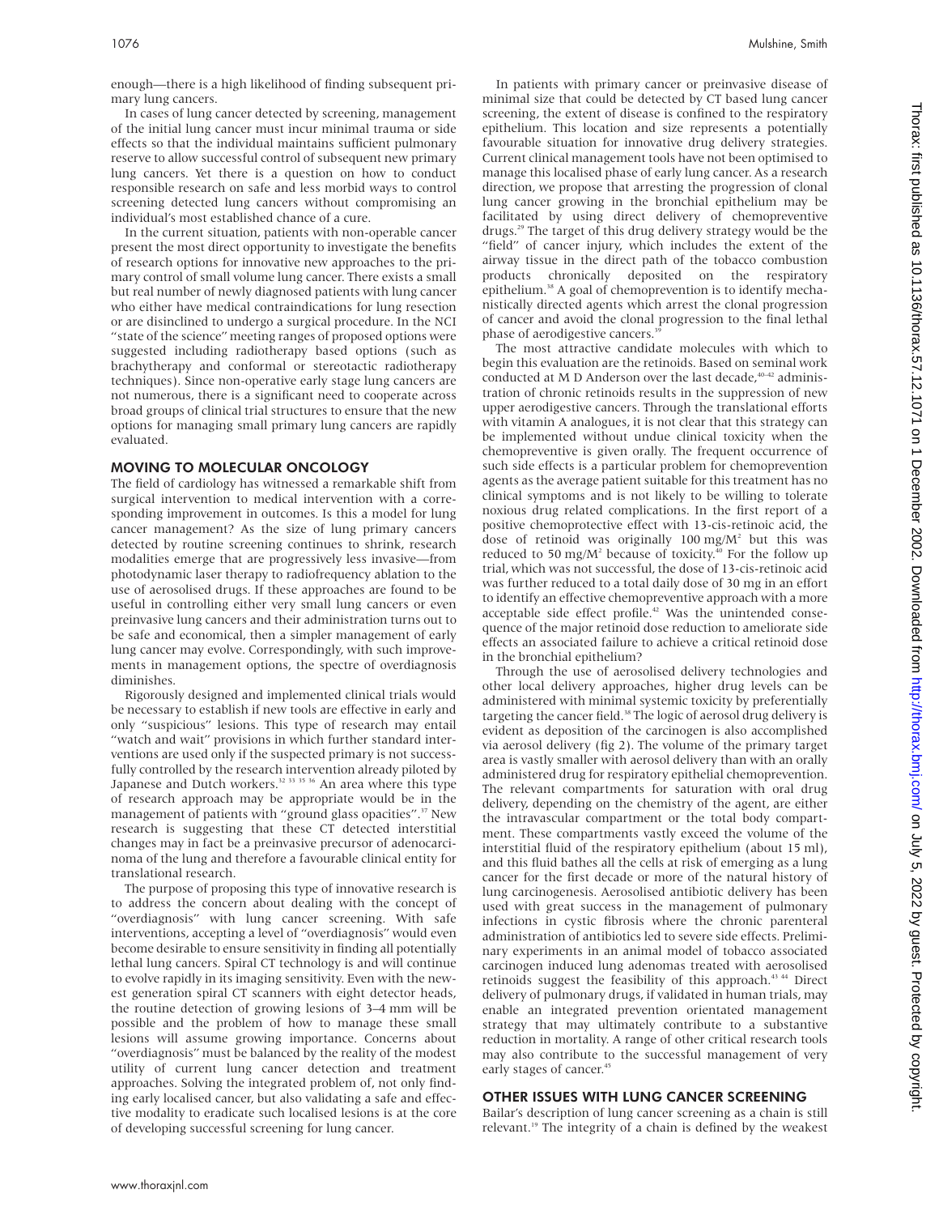enough—there is a high likelihood of finding subsequent primary lung cancers.

In cases of lung cancer detected by screening, management of the initial lung cancer must incur minimal trauma or side effects so that the individual maintains sufficient pulmonary reserve to allow successful control of subsequent new primary lung cancers. Yet there is a question on how to conduct responsible research on safe and less morbid ways to control screening detected lung cancers without compromising an individual's most established chance of a cure.

In the current situation, patients with non-operable cancer present the most direct opportunity to investigate the benefits of research options for innovative new approaches to the primary control of small volume lung cancer. There exists a small but real number of newly diagnosed patients with lung cancer who either have medical contraindications for lung resection or are disinclined to undergo a surgical procedure. In the NCI "state of the science" meeting ranges of proposed options were suggested including radiotherapy based options (such as brachytherapy and conformal or stereotactic radiotherapy techniques). Since non-operative early stage lung cancers are not numerous, there is a significant need to cooperate across broad groups of clinical trial structures to ensure that the new options for managing small primary lung cancers are rapidly evaluated.

## MOVING TO MOLECULAR ONCOLOGY

The field of cardiology has witnessed a remarkable shift from surgical intervention to medical intervention with a corresponding improvement in outcomes. Is this a model for lung cancer management? As the size of lung primary cancers detected by routine screening continues to shrink, research modalities emerge that are progressively less invasive—from photodynamic laser therapy to radiofrequency ablation to the use of aerosolised drugs. If these approaches are found to be useful in controlling either very small lung cancers or even preinvasive lung cancers and their administration turns out to be safe and economical, then a simpler management of early lung cancer may evolve. Correspondingly, with such improvements in management options, the spectre of overdiagnosis diminishes.

Rigorously designed and implemented clinical trials would be necessary to establish if new tools are effective in early and only "suspicious" lesions. This type of research may entail "watch and wait" provisions in which further standard interventions are used only if the suspected primary is not successfully controlled by the research intervention already piloted by Japanese and Dutch workers.[32 33 35 36] An area where this type of research approach may be appropriate would be in the management of patients with "ground glass opacities".[37] New research is suggesting that these CT detected interstitial changes may in fact be a preinvasive precursor of adenocarcinoma of the lung and therefore a favourable clinical entity for translational research.

The purpose of proposing this type of innovative research is to address the concern about dealing with the concept of "overdiagnosis" with lung cancer screening. With safe interventions, accepting a level of "overdiagnosis" would even become desirable to ensure sensitivity in finding all potentially lethal lung cancers. Spiral CT technology is and will continue to evolve rapidly in its imaging sensitivity. Even with the newest generation spiral CT scanners with eight detector heads, the routine detection of growing lesions of 3–4 mm will be possible and the problem of how to manage these small lesions will assume growing importance. Concerns about "overdiagnosis" must be balanced by the reality of the modest utility of current lung cancer detection and treatment approaches. Solving the integrated problem of, not only finding early localised cancer, but also validating a safe and effective modality to eradicate such localised lesions is at the core of developing successful screening for lung cancer.

In patients with primary cancer or preinvasive disease of minimal size that could be detected by CT based lung cancer screening, the extent of disease is confined to the respiratory epithelium. This location and size represents a potentially favourable situation for innovative drug delivery strategies. Current clinical management tools have not been optimised to manage this localised phase of early lung cancer. As a research direction, we propose that arresting the progression of clonal lung cancer growing in the bronchial epithelium may be facilitated by using direct delivery of chemopreventive drugs.[29] The target of this drug delivery strategy would be the "field" of cancer injury, which includes the extent of the airway tissue in the direct path of the tobacco combustion products chronically deposited on the respiratory epithelium.[38] A goal of chemoprevention is to identify mechanistically directed agents which arrest the clonal progression of cancer and avoid the clonal progression to the final lethal phase of aerodigestive cancers.[39]

The most attractive candidate molecules with which to begin this evaluation are the retinoids. Based on seminal work conducted at M D Anderson over the last decade,[40–42] administration of chronic retinoids results in the suppression of new upper aerodigestive cancers. Through the translational efforts with vitamin A analogues, it is not clear that this strategy can be implemented without undue clinical toxicity when the chemopreventive is given orally. The frequent occurrence of such side effects is a particular problem for chemoprevention agents as the average patient suitable for this treatment has no clinical symptoms and is not likely to be willing to tolerate noxious drug related complications. In the first report of a positive chemoprotective effect with 13-cis-retinoic acid, the dose of retinoid was originally 100 mg/M$^2$ but this was reduced to 50 mg/M$^2$ because of toxicity.[40] For the follow up trial, which was not successful, the dose of 13-cis-retinoic acid was further reduced to a total daily dose of 30 mg in an effort to identify an effective chemopreventive approach with a more acceptable side effect profile.[42] Was the unintended consequence of the major retinoid dose reduction to ameliorate side effects an associated failure to achieve a critical retinoid dose in the bronchial epithelium?

Through the use of aerosolised delivery technologies and other local delivery approaches, higher drug levels can be administered with minimal systemic toxicity by preferentially targeting the cancer field.[38] The logic of aerosol drug delivery is evident as deposition of the carcinogen is also accomplished via aerosol delivery (fig 2). The volume of the primary target area is vastly smaller with aerosol delivery than with an orally administered drug for respiratory epithelial chemoprevention. The relevant compartments for saturation with oral drug delivery, depending on the chemistry of the agent, are either the intravascular compartment or the total body compartment. These compartments vastly exceed the volume of the interstitial fluid of the respiratory epithelium (about 15 ml), and this fluid bathes all the cells at risk of emerging as a lung cancer for the first decade or more of the natural history of lung carcinogenesis. Aerosolised antibiotic delivery has been used with great success in the management of pulmonary infections in cystic fibrosis where the chronic parenteral administration of antibiotics led to severe side effects. Preliminary experiments in an animal model of tobacco associated carcinogen induced lung adenomas treated with aerosolised retinoids suggest the feasibility of this approach.[43 44] Direct delivery of pulmonary drugs, if validated in human trials, may enable an integrated prevention orientated management strategy that may ultimately contribute to a substantive reduction in mortality. A range of other critical research tools may also contribute to the successful management of very early stages of cancer.[45]

## OTHER ISSUES WITH LUNG CANCER SCREENING

Bailar's description of lung cancer screening as a chain is still relevant.[19] The integrity of a chain is defined by the weakest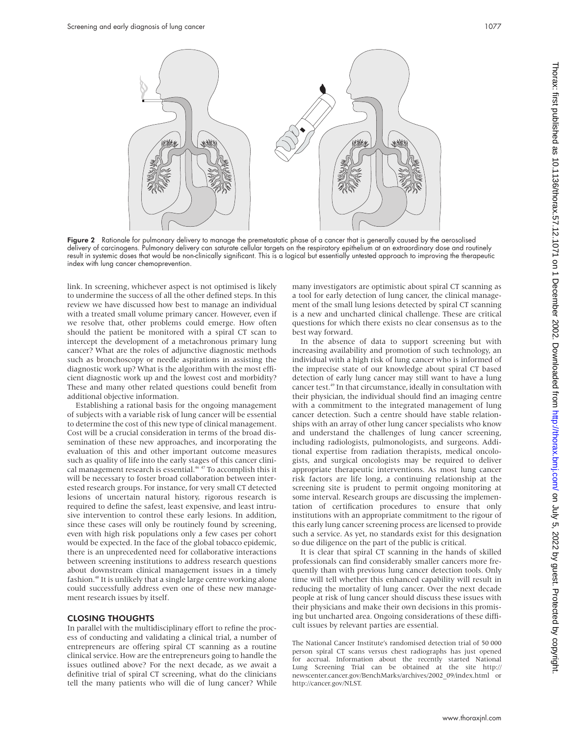Figure 2 Rationale for pulmonary delivery to manage the premetastatic phase of a cancer that is generally caused by the aerosolised delivery of carcinogens. Pulmonary delivery can saturate cellular targets on the respiratory epithelium at an extraordinary dose and routinely result in systemic doses that would be non-clinically significant. This is a logical but essentially untested approach to improving the therapeutic index with lung cancer chemoprevention.

link. In screening, whichever aspect is not optimised is likely to undermine the success of all the other defined steps. In this review we have discussed how best to manage an individual with a treated small volume primary cancer. However, even if we resolve that, other problems could emerge. How often should the patient be monitored with a spiral CT scan to intercept the development of a metachronous primary lung cancer? What are the roles of adjunctive diagnostic methods such as bronchoscopy or needle aspirations in assisting the diagnostic work up? What is the algorithm with the most efficient diagnostic work up and the lowest cost and morbidity? These and many other related questions could benefit from additional objective information.

Establishing a rational basis for the ongoing management of subjects with a variable risk of lung cancer will be essential to determine the cost of this new type of clinical management. Cost will be a crucial consideration in terms of the broad dissemination of these new approaches, and incorporating the evaluation of this and other important outcome measures such as quality of life into the early stages of this cancer clinical management research is essential.[46 47] To accomplish this it will be necessary to foster broad collaboration between interested research groups. For instance, for very small CT detected lesions of uncertain natural history, rigorous research is required to define the safest, least expensive, and least intrusive intervention to control these early lesions. In addition, since these cases will only be routinely found by screening, even with high risk populations only a few cases per cohort would be expected. In the face of the global tobacco epidemic, there is an unprecedented need for collaborative interactions between screening institutions to address research questions about downstream clinical management issues in a timely fashion.[48] It is unlikely that a single large centre working alone could successfully address even one of these new management research issues by itself.

## CLOSING THOUGHTS

In parallel with the multidisciplinary effort to refine the process of conducting and validating a clinical trial, a number of entrepreneurs are offering spiral CT scanning as a routine clinical service. How are the entrepreneurs going to handle the issues outlined above? For the next decade, as we await a definitive trial of spiral CT screening, what do the clinicians tell the many patients who will die of lung cancer? While many investigators are optimistic about spiral CT scanning as a tool for early detection of lung cancer, the clinical management of the small lung lesions detected by spiral CT scanning is a new and uncharted clinical challenge. These are critical questions for which there exists no clear consensus as to the best way forward.

In the absence of data to support screening but with increasing availability and promotion of such technology, an individual with a high risk of lung cancer who is informed of the imprecise state of our knowledge about spiral CT based detection of early lung cancer may still want to have a lung cancer test.[49] In that circumstance, ideally in consultation with their physician, the individual should find an imaging centre with a commitment to the integrated management of lung cancer detection. Such a centre should have stable relationships with an array of other lung cancer specialists who know and understand the challenges of lung cancer screening, including radiologists, pulmonologists, and surgeons. Additional expertise from radiation therapists, medical oncologists, and surgical oncologists may be required to deliver appropriate therapeutic interventions. As most lung cancer risk factors are life long, a continuing relationship at the screening site is prudent to permit ongoing monitoring at some interval. Research groups are discussing the implementation of certification procedures to ensure that only institutions with an appropriate commitment to the rigour of this early lung cancer screening process are licensed to provide such a service. As yet, no standards exist for this designation so due diligence on the part of the public is critical.

It is clear that spiral CT scanning in the hands of skilled professionals can find considerably smaller cancers more frequently than with previous lung cancer detection tools. Only time will tell whether this enhanced capability will result in reducing the mortality of lung cancer. Over the next decade people at risk of lung cancer should discuss these issues with their physicians and make their own decisions in this promising but uncharted area. Ongoing considerations of these difficult issues by relevant parties are essential.

The National Cancer Institute's randomised detection trial of 50 000 person spiral CT scans versus chest radiographs has just opened for accrual. Information about the recently started National Lung Screening Trial can be obtained at the site http://newscenter.cancer.gov/BenchMarks/archives/2002_09/index.html or http://cancer.gov/NLST.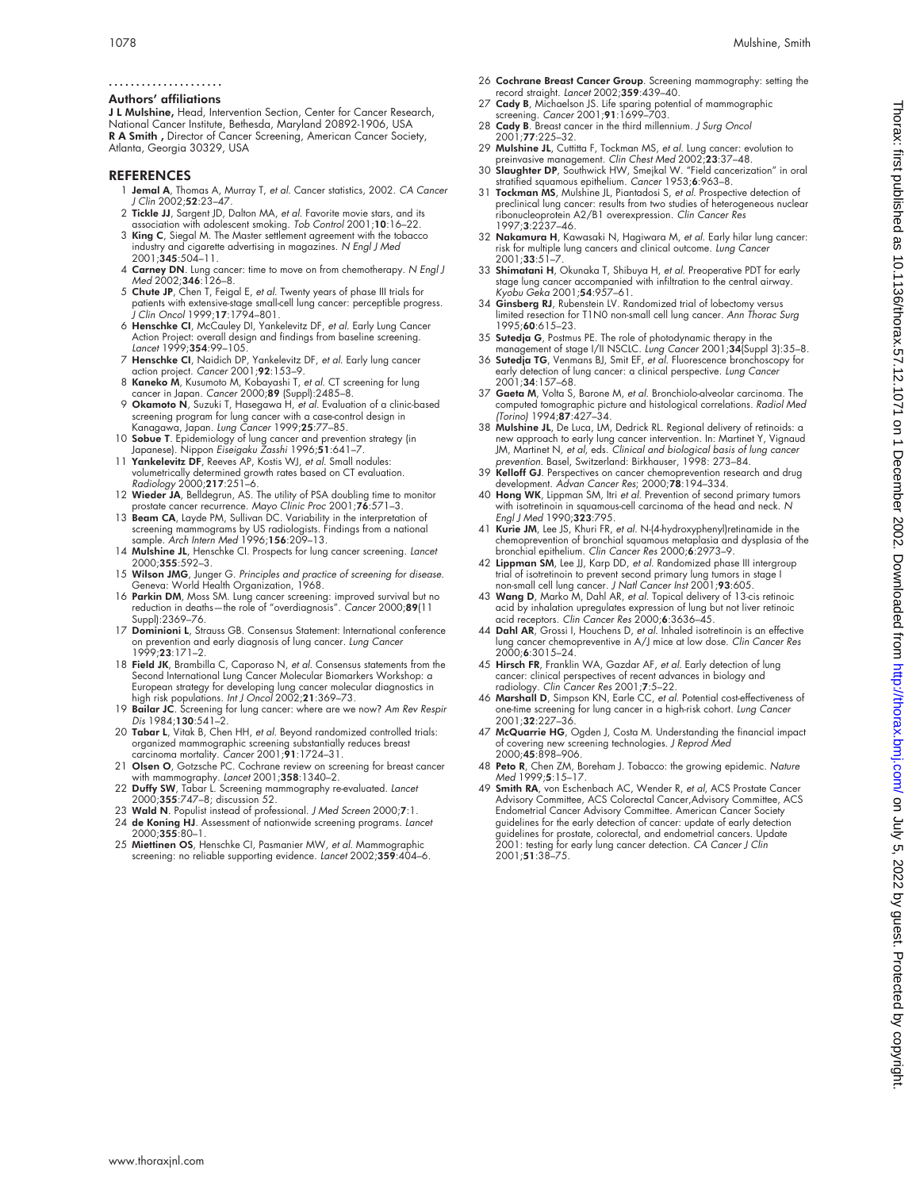### Authors' affiliations

**J L Mulshine,** Head, Intervention Section, Center for Cancer Research, National Cancer Institute, Bethesda, Maryland 20892-1906, USA
**R A Smith ,** Director of Cancer Screening, American Cancer Society, Atlanta, Georgia 30329, USA

## REFERENCES

1. **Jemal A**, Thomas A, Murray T, *et al*. Cancer statistics, 2002. *CA Cancer J Clin* 2002;**52**:23–47.
2. **Tickle JJ**, Sargent JD, Dalton MA, *et al*. Favorite movie stars, and its association with adolescent smoking. *Tob Control* 2001;**10**:16–22.
3. **King C**, Siegal M. The Master settlement agreement with the tobacco industry and cigarette advertising in magazines. *N Engl J Med* 2001;**345**:504–11.
4. **Carney DN**. Lung cancer: time to move on from chemotherapy. *N Engl J Med* 2002;**346**:126–8.
5. **Chute JP**, Chen T, Feigal E, *et al*. Twenty years of phase III trials for patients with extensive-stage small-cell lung cancer: perceptible progress. *J Clin Oncol* 1999;**17**:1794–801.
6. **Henschke CI**, McCauley DI, Yankelevitz DF, *et al*. Early Lung Cancer Action Project: overall design and findings from baseline screening. *Lancet* 1999;**354**:99–105.
7. **Henschke CI**, Naidich DP, Yankelevitz DF, *et al*. Early lung cancer action project. *Cancer* 2001;**92**:153–9.
8. **Kaneko M**, Kusumoto M, Kobayashi T, *et al*. CT screening for lung cancer in Japan. *Cancer* 2000;**89** (Suppl):2485–8.
9. **Okamoto N**, Suzuki T, Hasegawa H, *et al*. Evaluation of a clinic-based screening program for lung cancer with a case-control design in Kanagawa, Japan. *Lung Cancer* 1999;**25**:77–85.
10. **Sobue T**. Epidemiology of lung cancer and prevention strategy (in Japanese). Nippon *Eiseigaku Zasshi* 1996;**51**:641–7.
11. **Yankelevitz DF**, Reeves AP, Kostis WJ, *et al*. Small nodules: volumetrically determined growth rates based on CT evaluation. *Radiology* 2000;**217**:251–6.
12. **Wieder JA**, Belldegrun, AS. The utility of PSA doubling time to monitor prostate cancer recurrence. *Mayo Clinic Proc* 2001;**76**:571–3.
13. **Beam CA**, Layde PM, Sullivan DC. Variability in the interpretation of screening mammograms by US radiologists. Findings from a national sample. *Arch Intern Med* 1996;**156**:209–13.
14. **Mulshine JL**, Henschke CI. Prospects for lung cancer screening. *Lancet* 2000;**355**:592–3.
15. **Wilson JMG**, Junger G. *Principles and practice of screening for disease*. Geneva: World Health Organization, 1968.
16. **Parkin DM**, Moss SM. Lung cancer screening: improved survival but no reduction in deaths—the role of "overdiagnosis". *Cancer* 2000;**89**(11 Suppl):2369–76.
17. **Dominioni L**, Strauss GB. Consensus Statement: International conference on prevention and early diagnosis of lung cancer. *Lung Cancer* 1999;**23**:171–2.
18. **Field JK**, Brambilla C, Caporaso N, *et al*. Consensus statements from the Second International Lung Cancer Molecular Biomarkers Workshop: a European strategy for developing lung cancer molecular diagnostics in high risk populations. *Int J Oncol* 2002;**21**:369–73.
19. **Bailar JC**. Screening for lung cancer: where are we now? *Am Rev Respir Dis* 1984;**130**:541–2.
20. **Tabar L**, Vitak B, Chen HH, *et al*. Beyond randomized controlled trials: organized mammographic screening substantially reduces breast carcinoma mortality. *Cancer* 2001;**91**:1724–31.
21. **Olsen O**, Gotzsche PC. Cochrane review on screening for breast cancer with mammography. *Lancet* 2001;**358**:1340–2.
22. **Duffy SW**, Tabar L. Screening mammography re-evaluated. *Lancet* 2000;**355**:747–8; discussion 52.
23. **Wald N**. Populist instead of professional. *J Med Screen* 2000;**7**:1.
24. **de Koning HJ**. Assessment of nationwide screening programs. *Lancet* 2000;**355**:80–1.
25. **Miettinen OS**, Henschke CI, Pasmanier MW, *et al*. Mammographic screening: no reliable supporting evidence. *Lancet* 2002;**359**:404–6.
26. **Cochrane Breast Cancer Group**. Screening mammography: setting the record straight. *Lancet* 2002;**359**:439–40.
27. **Cady B**, Michaelson JS. Life sparing potential of mammographic screening. *Cancer* 2001;**91**:1699–703.
28. **Cady B**. Breast cancer in the third millennium. *J Surg Oncol* 2001;**77**:225–32.
29. **Mulshine JL**, Cuttitta F, Tockman MS, *et al*. Lung cancer: evolution to preinvasive management. *Clin Chest Med* 2002;**23**:37–48.
30. **Slaughter DP**, Southwick HW, Smejkal W. "Field cancerization" in oral stratified squamous epithelium. *Cancer* 1953;**6**:963–8.
31. **Tockman MS**, Mulshine JL, Piantadosi S, *et al*. Prospective detection of preclinical lung cancer: results from two studies of heterogeneous nuclear ribonucleoprotein A2/B1 overexpression. *Clin Cancer Res* 1997;**3**:2237–46.
32. **Nakamura H**, Kawasaki N, Hagiwara M, *et al*. Early hilar lung cancer: risk for multiple lung cancers and clinical outcome. *Lung Cancer* 2001;**33**:51–7.
33. **Shimatani H**, Okunaka T, Shibuya H, *et al*. Preoperative PDT for early stage lung cancer accompanied with infiltration to the central airway. *Kyobu Geka* 2001;**54**:957–61.
34. **Ginsberg RJ**, Rubenstein LV. Randomized trial of lobectomy versus limited resection for T1N0 non-small cell lung cancer. *Ann Thorac Surg* 1995;**60**:615–23.
35. **Sutedja G**, Postmus PE. The role of photodynamic therapy in the management of stage I/II NSCLC. *Lung Cancer* 2001;**34**(Suppl 3):35–8.
36. **Sutedja TG**, Venmans BJ, Smit EF, *et al*. Fluorescence bronchoscopy for early detection of lung cancer: a clinical perspective. *Lung Cancer* 2001;**34**:157–68.
37. **Gaeta M**, Volta S, Barone M, *et al*. Bronchiolo-alveolar carcinoma. The computed tomographic picture and histological correlations. *Radiol Med (Torino)* 1994;**87**:427–34.
38. **Mulshine JL**, De Luca, LM, Dedrick RL. Regional delivery of retinoids: a new approach to early lung cancer intervention. In: Martinet Y, Vignaud JM, Martinet N, *et al*, eds. *Clinical and biological basis of lung cancer prevention*. Basel, Switzerland: Birkhauser, 1998: 273–84.
39. **Kelloff GJ**. Perspectives on cancer chemoprevention research and drug development. *Advan Cancer Res*; 2000;**78**:194–334.
40. **Hong WK**, Lippman SM, Itri *et al*. Prevention of second primary tumors with isotretinoin in squamous-cell carcinoma of the head and neck. *N Engl J Med* 1990;**323**:795.
41. **Kurie JM**, Lee JS, Khuri FR, *et al*. N-(4-hydroxyphenyl)retinamide in the chemoprevention of bronchial squamous metaplasia and dysplasia of the bronchial epithelium. *Clin Cancer Res* 2000;**6**:2973–9.
42. **Lippman SM**, Lee JJ, Karp DD, *et al*. Randomized phase III intergroup trial of isotretinoin to prevent second primary lung tumors in stage I non-small cell lung cancer. *J Natl Cancer Inst* 2001;**93**:605.
43. **Wang D**, Marko M, Dahl AR, *et al*. Topical delivery of 13-cis retinoic acid by inhalation upregulates expression of lung but not liver retinoic acid receptors. *Clin Cancer Res* 2000;**6**:3636–45.
44. **Dahl AR**, Grossi I, Houchens D, *et al*. Inhaled isotretinoin is an effective lung cancer chemopreventive in A/J mice at low dose. *Clin Cancer Res* 2000;**6**:3015–24.
45. **Hirsch FR**, Franklin WA, Gazdar AF, *et al*. Early detection of lung cancer: clinical perspectives of recent advances in biology and radiology. *Clin Cancer Res* 2001;**7**:5–22.
46. **Marshall D**, Simpson KN, Earle CC, *et al*. Potential cost-effectiveness of one-time screening for lung cancer in a high-risk cohort. *Lung Cancer* 2001;**32**:227–36.
47. **McQuarrie HG**, Ogden J, Costa M. Understanding the financial impact of covering new screening technologies. *J Reprod Med* 2000;**45**:898–906.
48. **Peto R**, Chen ZM, Boreham J. Tobacco: the growing epidemic. *Nature Med* 1999;**5**:15–17.
49. **Smith RA**, von Eschenbach AC, Wender R, *et al*, ACS Prostate Cancer Advisory Committee, ACS Colorectal Cancer,Advisory Committee, ACS Endometrial Cancer Advisory Committee. American Cancer Society guidelines for the early detection of cancer: update of early detection guidelines for prostate, colorectal, and endometrial cancers. Update 2001: testing for early lung cancer detection. *CA Cancer J Clin* 2001;**51**:38–75.